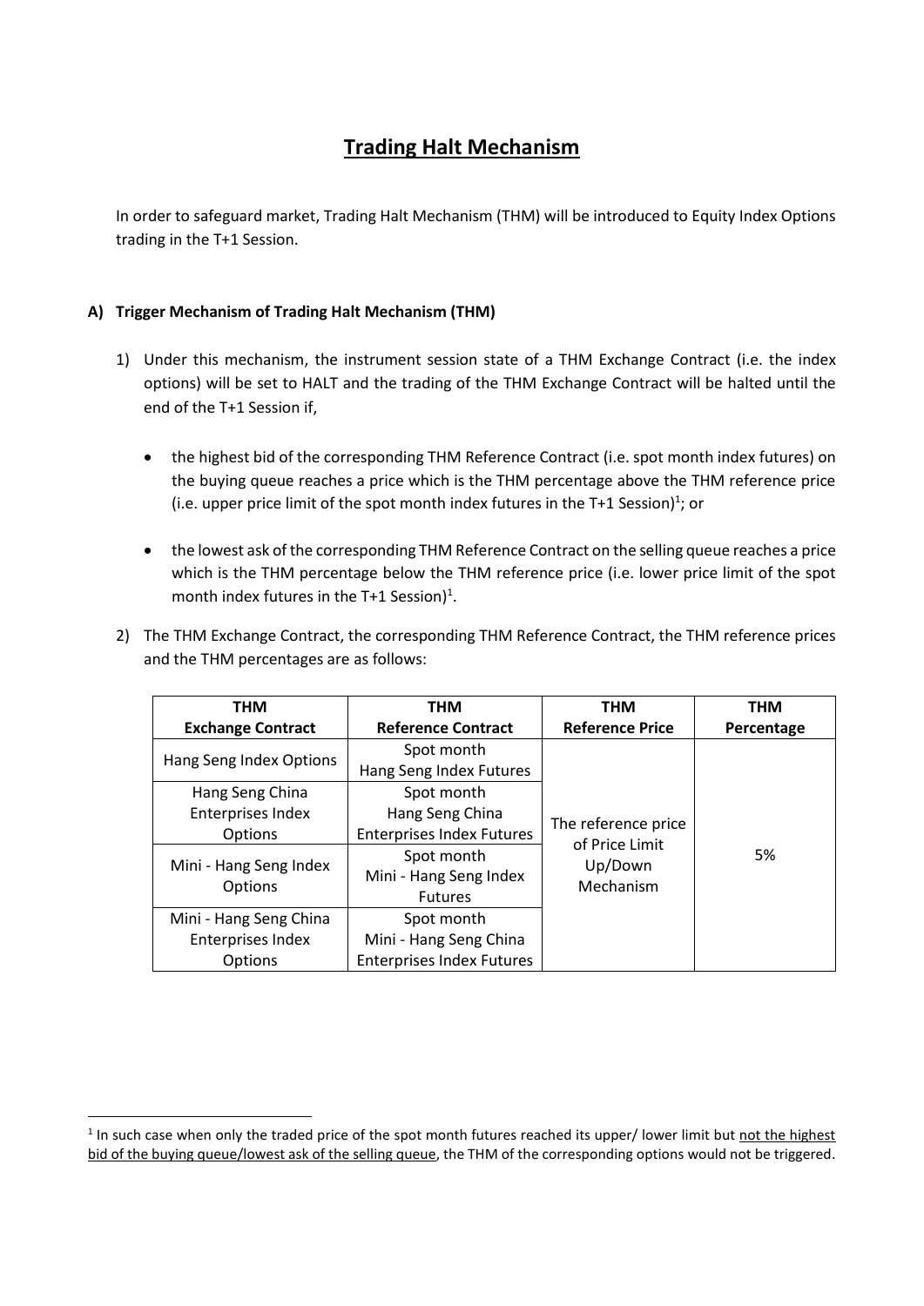# Trading Halt Mechanism

In order to safeguard market, Trading Halt Mechanism (THM) will be introduced to Equity Index Options trading in the T+1 Session.

### A) Trigger Mechanism of Trading Halt Mechanism (THM)

1) Under this mechanism, the instrument session state of a THM Exchange Contract (i.e. the index options) will be set to HALT and the trading of the THM Exchange Contract will be halted until the end of the T+1 Session if,

   - the highest bid of the corresponding THM Reference Contract (i.e. spot month index futures) on the buying queue reaches a price which is the THM percentage above the THM reference price (i.e. upper price limit of the spot month index futures in the T+1 Session)[1]; or

   - the lowest ask of the corresponding THM Reference Contract on the selling queue reaches a price which is the THM percentage below the THM reference price (i.e. lower price limit of the spot month index futures in the T+1 Session)[1].

2) The THM Exchange Contract, the corresponding THM Reference Contract, the THM reference prices and the THM percentages are as follows:

| THM Exchange Contract | THM Reference Contract | THM Reference Price | THM Percentage |
|---|---|---|---|
| Hang Seng Index Options | Spot month Hang Seng Index Futures | The reference price of Price Limit Up/Down Mechanism | 5% |
| Hang Seng China Enterprises Index Options | Spot month Hang Seng China Enterprises Index Futures | | |
| Mini - Hang Seng Index Options | Spot month Mini - Hang Seng Index Futures | | |
| Mini - Hang Seng China Enterprises Index Options | Spot month Mini - Hang Seng China Enterprises Index Futures | | |

[1] In such case when only the traded price of the spot month futures reached its upper/ lower limit but not the highest bid of the buying queue/lowest ask of the selling queue, the THM of the corresponding options would not be triggered.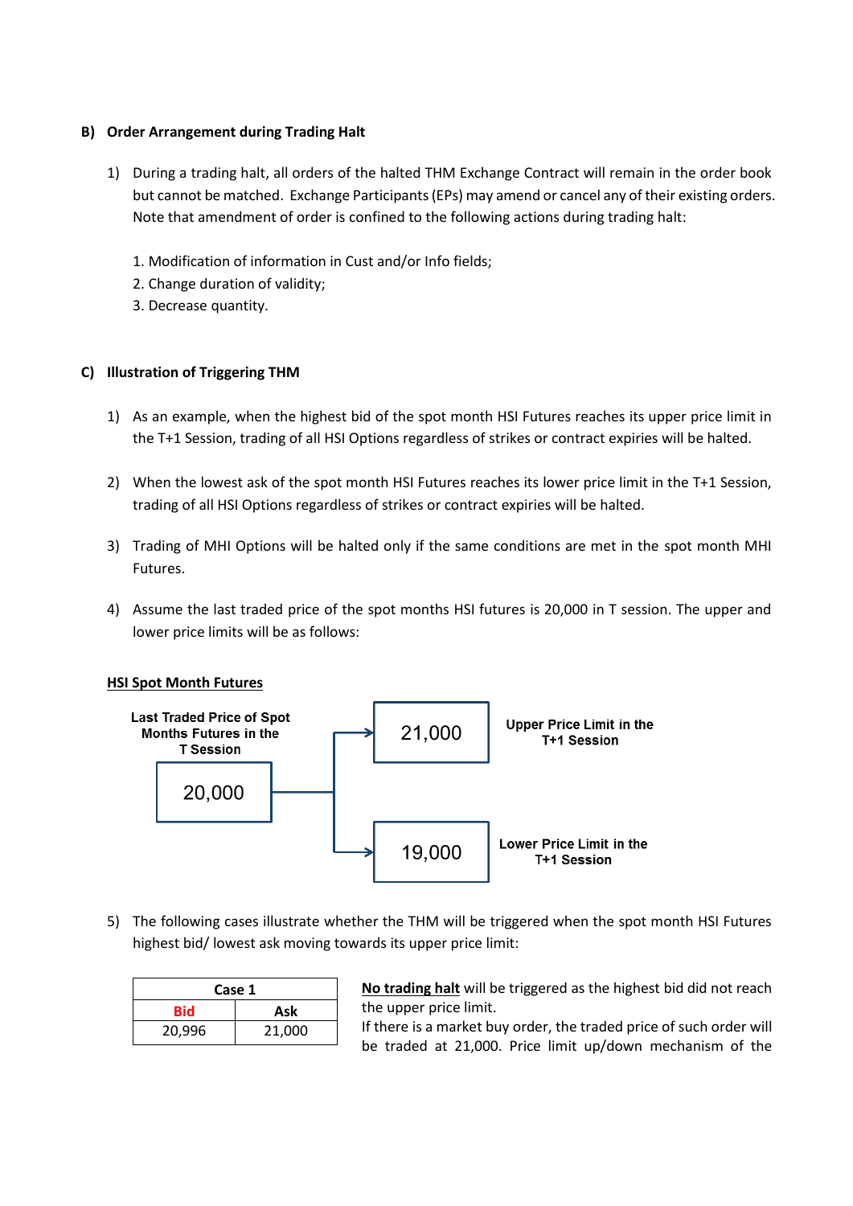### B) Order Arrangement during Trading Halt

1) During a trading halt, all orders of the halted THM Exchange Contract will remain in the order book but cannot be matched. Exchange Participants (EPs) may amend or cancel any of their existing orders. Note that amendment of order is confined to the following actions during trading halt:

   1. Modification of information in Cust and/or Info fields;
   2. Change duration of validity;
   3. Decrease quantity.

### C) Illustration of Triggering THM

1) As an example, when the highest bid of the spot month HSI Futures reaches its upper price limit in the T+1 Session, trading of all HSI Options regardless of strikes or contract expiries will be halted.

2) When the lowest ask of the spot month HSI Futures reaches its lower price limit in the T+1 Session, trading of all HSI Options regardless of strikes or contract expiries will be halted.

3) Trading of MHI Options will be halted only if the same conditions are met in the spot month MHI Futures.

4) Assume the last traded price of the spot months HSI futures is 20,000 in T session. The upper and lower price limits will be as follows:

**HSI Spot Month Futures**

| Last Traded Price of Spot Months Futures in the T Session | Price Limit | |
|---|---|---|
| 20,000 | 21,000 | Upper Price Limit in the T+1 Session |
| | 19,000 | Lower Price Limit in the T+1 Session |

5) The following cases illustrate whether the THM will be triggered when the spot month HSI Futures highest bid/ lowest ask moving towards its upper price limit:

| Case 1 | |
|---|---|
| Bid | Ask |
| 20,996 | 21,000 |

**No trading halt** will be triggered as the highest bid did not reach the upper price limit.
If there is a market buy order, the traded price of such order will be traded at 21,000. Price limit up/down mechanism of the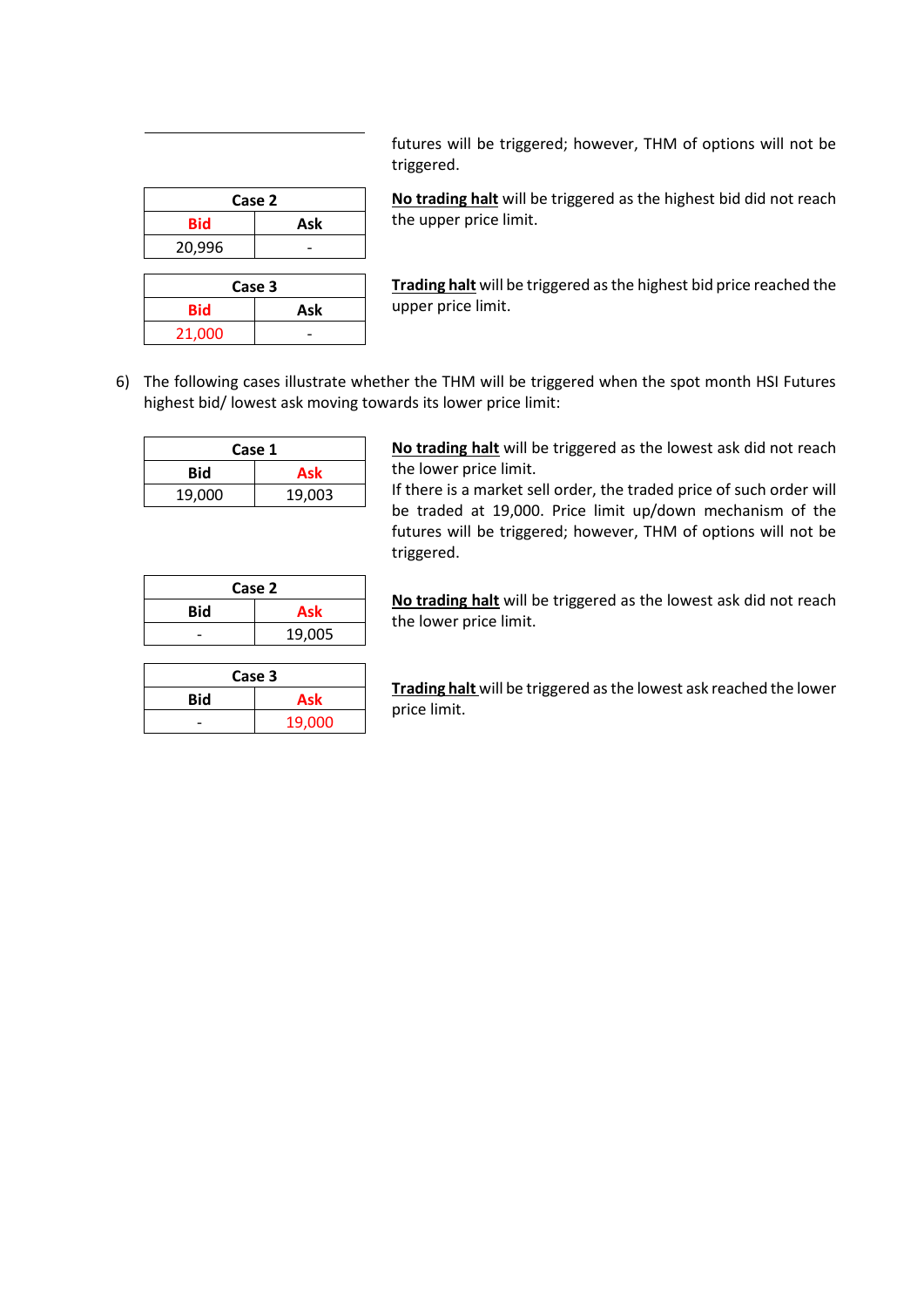futures will be triggered; however, THM of options will not be triggered.

| Case 2 | |
|---|---|
| **Bid** | **Ask** |
| 20,996 | - |

**No trading halt** will be triggered as the highest bid did not reach the upper price limit.

| Case 3 | |
|---|---|
| **Bid** | **Ask** |
| 21,000 | - |

**Trading halt** will be triggered as the highest bid price reached the upper price limit.

6) The following cases illustrate whether the THM will be triggered when the spot month HSI Futures highest bid/ lowest ask moving towards its lower price limit:

| Case 1 | |
|---|---|
| **Bid** | **Ask** |
| 19,000 | 19,003 |

**No trading halt** will be triggered as the lowest ask did not reach the lower price limit.
If there is a market sell order, the traded price of such order will be traded at 19,000. Price limit up/down mechanism of the futures will be triggered; however, THM of options will not be triggered.

| Case 2 | |
|---|---|
| **Bid** | **Ask** |
| - | 19,005 |

**No trading halt** will be triggered as the lowest ask did not reach the lower price limit.

| Case 3 | |
|---|---|
| **Bid** | **Ask** |
| - | 19,000 |

**Trading halt** will be triggered as the lowest ask reached the lower price limit.